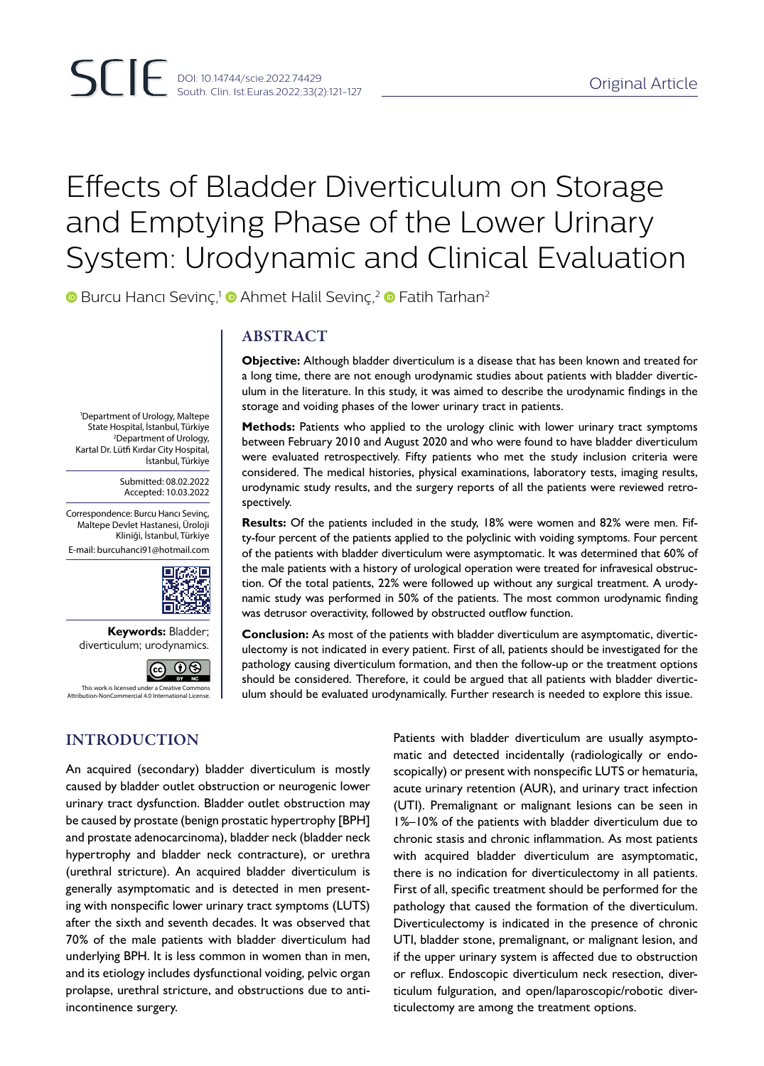# Effects of Bladder Diverticulum on Storage and Emptying Phase of the Lower Urinary System: Urodynamic and Clinical Evaluation

Burcu Hancı Sevinç,[1] Ahmet Halil Sevinç,[2] Fatih Tarhan[2]

[1]Department of Urology, Maltepe State Hospital, İstanbul, Türkiye
[2]Department of Urology, Kartal Dr. Lütfi Kırdar City Hospital, İstanbul, Türkiye

Submitted: 08.02.2022
Accepted: 10.03.2022

Correspondence: Burcu Hancı Sevinç, Maltepe Devlet Hastanesi, Üroloji Kliniği, İstanbul, Türkiye
E-mail: burcuhanci91@hotmail.com

**Keywords:** Bladder; diverticulum; urodynamics.

This work is licensed under a Creative Commons Attribution-NonCommercial 4.0 International License.

## ABSTRACT

**Objective:** Although bladder diverticulum is a disease that has been known and treated for a long time, there are not enough urodynamic studies about patients with bladder diverticulum in the literature. In this study, it was aimed to describe the urodynamic findings in the storage and voiding phases of the lower urinary tract in patients.

**Methods:** Patients who applied to the urology clinic with lower urinary tract symptoms between February 2010 and August 2020 and who were found to have bladder diverticulum were evaluated retrospectively. Fifty patients who met the study inclusion criteria were considered. The medical histories, physical examinations, laboratory tests, imaging results, urodynamic study results, and the surgery reports of all the patients were reviewed retrospectively.

**Results:** Of the patients included in the study, 18% were women and 82% were men. Fifty-four percent of the patients applied to the polyclinic with voiding symptoms. Four percent of the patients with bladder diverticulum were asymptomatic. It was determined that 60% of the male patients with a history of urological operation were treated for infravesical obstruction. Of the total patients, 22% were followed up without any surgical treatment. A urodynamic study was performed in 50% of the patients. The most common urodynamic finding was detrusor overactivity, followed by obstructed outflow function.

**Conclusion:** As most of the patients with bladder diverticulum are asymptomatic, diverticulectomy is not indicated in every patient. First of all, patients should be investigated for the pathology causing diverticulum formation, and then the follow-up or the treatment options should be considered. Therefore, it could be argued that all patients with bladder diverticulum should be evaluated urodynamically. Further research is needed to explore this issue.

## INTRODUCTION

An acquired (secondary) bladder diverticulum is mostly caused by bladder outlet obstruction or neurogenic lower urinary tract dysfunction. Bladder outlet obstruction may be caused by prostate (benign prostatic hypertrophy [BPH] and prostate adenocarcinoma), bladder neck (bladder neck hypertrophy and bladder neck contracture), or urethra (urethral stricture). An acquired bladder diverticulum is generally asymptomatic and is detected in men presenting with nonspecific lower urinary tract symptoms (LUTS) after the sixth and seventh decades. It was observed that 70% of the male patients with bladder diverticulum had underlying BPH. It is less common in women than in men, and its etiology includes dysfunctional voiding, pelvic organ prolapse, urethral stricture, and obstructions due to anti-incontinence surgery.

Patients with bladder diverticulum are usually asymptomatic and detected incidentally (radiologically or endoscopically) or present with nonspecific LUTS or hematuria, acute urinary retention (AUR), and urinary tract infection (UTI). Premalignant or malignant lesions can be seen in 1%–10% of the patients with bladder diverticulum due to chronic stasis and chronic inflammation. As most patients with acquired bladder diverticulum are asymptomatic, there is no indication for diverticulectomy in all patients. First of all, specific treatment should be performed for the pathology that caused the formation of the diverticulum. Diverticulectomy is indicated in the presence of chronic UTI, bladder stone, premalignant, or malignant lesion, and if the upper urinary system is affected due to obstruction or reflux. Endoscopic diverticulum neck resection, diverticulum fulguration, and open/laparoscopic/robotic diverticulectomy are among the treatment options.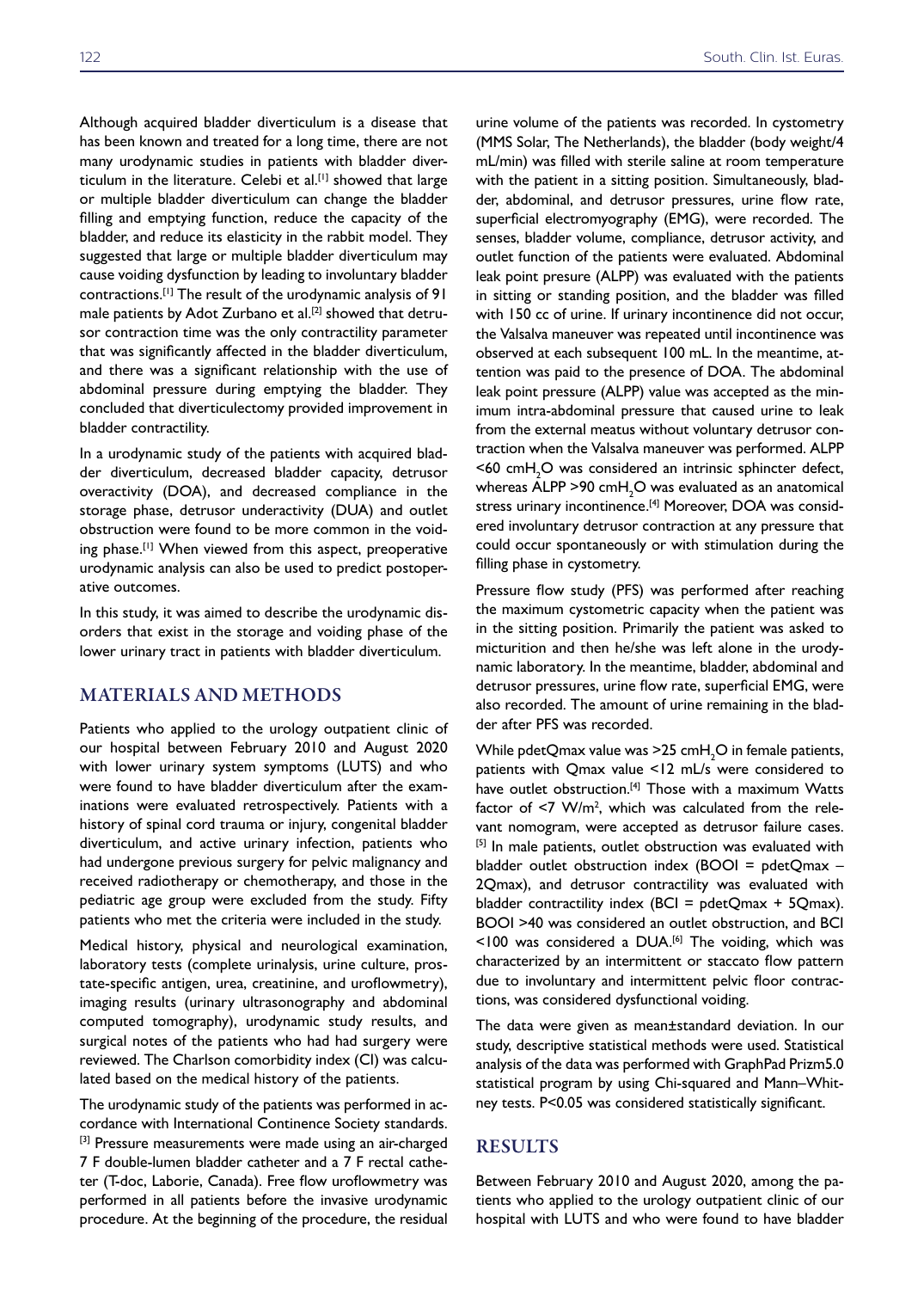Although acquired bladder diverticulum is a disease that has been known and treated for a long time, there are not many urodynamic studies in patients with bladder diverticulum in the literature. Celebi et al.[1] showed that large or multiple bladder diverticulum can change the bladder filling and emptying function, reduce the capacity of the bladder, and reduce its elasticity in the rabbit model. They suggested that large or multiple bladder diverticulum may cause voiding dysfunction by leading to involuntary bladder contractions.[1] The result of the urodynamic analysis of 91 male patients by Adot Zurbano et al.[2] showed that detrusor contraction time was the only contractility parameter that was significantly affected in the bladder diverticulum, and there was a significant relationship with the use of abdominal pressure during emptying the bladder. They concluded that diverticulectomy provided improvement in bladder contractility.

In a urodynamic study of the patients with acquired bladder diverticulum, decreased bladder capacity, detrusor overactivity (DOA), and decreased compliance in the storage phase, detrusor underactivity (DUA) and outlet obstruction were found to be more common in the voiding phase.[1] When viewed from this aspect, preoperative urodynamic analysis can also be used to predict postoperative outcomes.

In this study, it was aimed to describe the urodynamic disorders that exist in the storage and voiding phase of the lower urinary tract in patients with bladder diverticulum.

## MATERIALS AND METHODS

Patients who applied to the urology outpatient clinic of our hospital between February 2010 and August 2020 with lower urinary system symptoms (LUTS) and who were found to have bladder diverticulum after the examinations were evaluated retrospectively. Patients with a history of spinal cord trauma or injury, congenital bladder diverticulum, and active urinary infection, patients who had undergone previous surgery for pelvic malignancy and received radiotherapy or chemotherapy, and those in the pediatric age group were excluded from the study. Fifty patients who met the criteria were included in the study.

Medical history, physical and neurological examination, laboratory tests (complete urinalysis, urine culture, prostate-specific antigen, urea, creatinine, and uroflowmetry), imaging results (urinary ultrasonography and abdominal computed tomography), urodynamic study results, and surgical notes of the patients who had had surgery were reviewed. The Charlson comorbidity index (CI) was calculated based on the medical history of the patients.

The urodynamic study of the patients was performed in accordance with International Continence Society standards.[3] Pressure measurements were made using an air-charged 7 F double-lumen bladder catheter and a 7 F rectal catheter (T-doc, Laborie, Canada). Free flow uroflowmetry was performed in all patients before the invasive urodynamic procedure. At the beginning of the procedure, the residual urine volume of the patients was recorded. In cystometry (MMS Solar, The Netherlands), the bladder (body weight/4 mL/min) was filled with sterile saline at room temperature with the patient in a sitting position. Simultaneously, bladder, abdominal, and detrusor pressures, urine flow rate, superficial electromyography (EMG), were recorded. The senses, bladder volume, compliance, detrusor activity, and outlet function of the patients were evaluated. Abdominal leak point presure (ALPP) was evaluated with the patients in sitting or standing position, and the bladder was filled with 150 cc of urine. If urinary incontinence did not occur, the Valsalva maneuver was repeated until incontinence was observed at each subsequent 100 mL. In the meantime, attention was paid to the presence of DOA. The abdominal leak point pressure (ALPP) value was accepted as the minimum intra-abdominal pressure that caused urine to leak from the external meatus without voluntary detrusor contraction when the Valsalva maneuver was performed. ALPP <60 cm$H_2O$ was considered an intrinsic sphincter defect, whereas ALPP >90 cm$H_2O$ was evaluated as an anatomical stress urinary incontinence.[4] Moreover, DOA was considered involuntary detrusor contraction at any pressure that could occur spontaneously or with stimulation during the filling phase in cystometry.

Pressure flow study (PFS) was performed after reaching the maximum cystometric capacity when the patient was in the sitting position. Primarily the patient was asked to micturition and then he/she was left alone in the urodynamic laboratory. In the meantime, bladder, abdominal and detrusor pressures, urine flow rate, superficial EMG, were also recorded. The amount of urine remaining in the bladder after PFS was recorded.

While pdetQmax value was >25 cm$H_2O$ in female patients, patients with Qmax value <12 mL/s were considered to have outlet obstruction.[4] Those with a maximum Watts factor of <7 W/m$^2$, which was calculated from the relevant nomogram, were accepted as detrusor failure cases.[5] In male patients, outlet obstruction was evaluated with bladder outlet obstruction index (BOOI = pdetQmax – 2Qmax), and detrusor contractility was evaluated with bladder contractility index (BCI = pdetQmax + 5Qmax). BOOI >40 was considered an outlet obstruction, and BCI <100 was considered a DUA.[6] The voiding, which was characterized by an intermittent or staccato flow pattern due to involuntary and intermittent pelvic floor contractions, was considered dysfunctional voiding.

The data were given as mean±standard deviation. In our study, descriptive statistical methods were used. Statistical analysis of the data was performed with GraphPad Prizm5.0 statistical program by using Chi-squared and Mann–Whitney tests. P<0.05 was considered statistically significant.

## RESULTS

Between February 2010 and August 2020, among the patients who applied to the urology outpatient clinic of our hospital with LUTS and who were found to have bladder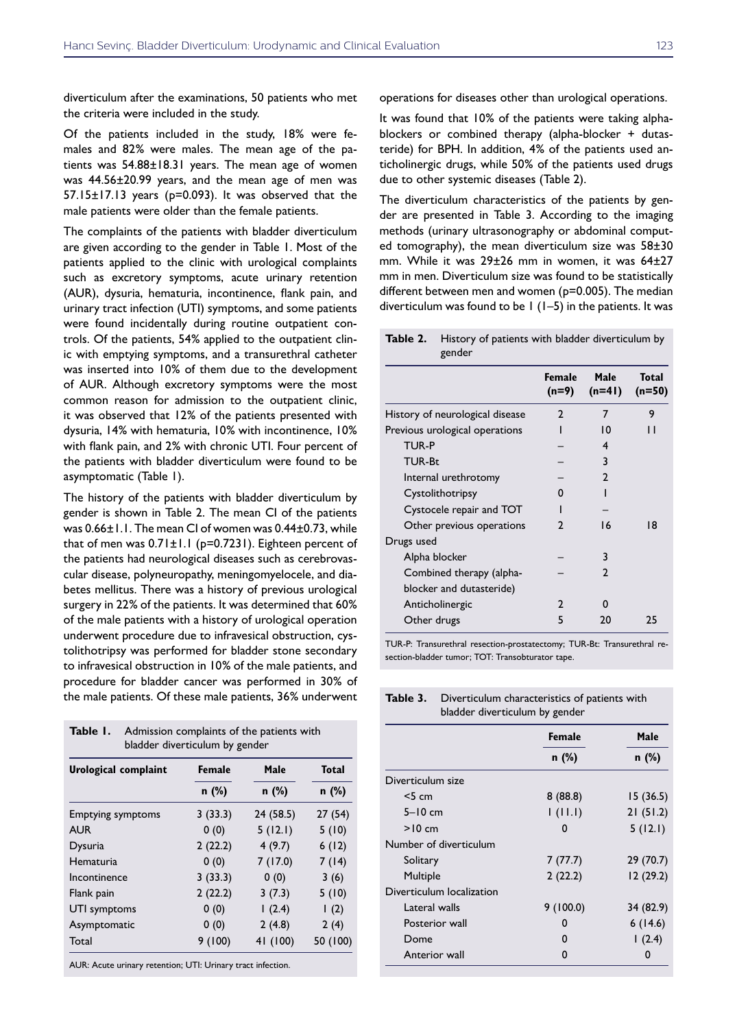diverticulum after the examinations, 50 patients who met the criteria were included in the study.

Of the patients included in the study, 18% were females and 82% were males. The mean age of the patients was 54.88±18.31 years. The mean age of women was 44.56±20.99 years, and the mean age of men was 57.15±17.13 years (p=0.093). It was observed that the male patients were older than the female patients.

The complaints of the patients with bladder diverticulum are given according to the gender in Table 1. Most of the patients applied to the clinic with urological complaints such as excretory symptoms, acute urinary retention (AUR), dysuria, hematuria, incontinence, flank pain, and urinary tract infection (UTI) symptoms, and some patients were found incidentally during routine outpatient controls. Of the patients, 54% applied to the outpatient clinic with emptying symptoms, and a transurethral catheter was inserted into 10% of them due to the development of AUR. Although excretory symptoms were the most common reason for admission to the outpatient clinic, it was observed that 12% of the patients presented with dysuria, 14% with hematuria, 10% with incontinence, 10% with flank pain, and 2% with chronic UTI. Four percent of the patients with bladder diverticulum were found to be asymptomatic (Table 1).

The history of the patients with bladder diverticulum by gender is shown in Table 2. The mean CI of the patients was 0.66±1.1. The mean CI of women was 0.44±0.73, while that of men was 0.71±1.1 (p=0.7231). Eighteen percent of the patients had neurological diseases such as cerebrovascular disease, polyneuropathy, meningomyelocele, and diabetes mellitus. There was a history of previous urological surgery in 22% of the patients. It was determined that 60% of the male patients with a history of urological operation underwent procedure due to infravesical obstruction, cystolithotripsy was performed for bladder stone secondary to infravesical obstruction in 10% of the male patients, and procedure for bladder cancer was performed in 30% of the male patients. Of these male patients, 36% underwent operations for diseases other than urological operations.

**Table 1.** Admission complaints of the patients with bladder diverticulum by gender

| Urological complaint | Female | Male | Total |
|---|---|---|---|
| | n (%) | n (%) | n (%) |
| Emptying symptoms | 3 (33.3) | 24 (58.5) | 27 (54) |
| AUR | 0 (0) | 5 (12.1) | 5 (10) |
| Dysuria | 2 (22.2) | 4 (9.7) | 6 (12) |
| Hematuria | 0 (0) | 7 (17.0) | 7 (14) |
| Incontinence | 3 (33.3) | 0 (0) | 3 (6) |
| Flank pain | 2 (22.2) | 3 (7.3) | 5 (10) |
| UTI symptoms | 0 (0) | 1 (2.4) | 1 (2) |
| Asymptomatic | 0 (0) | 2 (4.8) | 2 (4) |
| Total | 9 (100) | 41 (100) | 50 (100) |

AUR: Acute urinary retention; UTI: Urinary tract infection.

It was found that 10% of the patients were taking alpha-blockers or combined therapy (alpha-blocker + dutasteride) for BPH. In addition, 4% of the patients used anticholinergic drugs, while 50% of the patients used drugs due to other systemic diseases (Table 2).

The diverticulum characteristics of the patients by gender are presented in Table 3. According to the imaging methods (urinary ultrasonography or abdominal computed tomography), the mean diverticulum size was 58±30 mm. While it was 29±26 mm in women, it was 64±27 mm in men. Diverticulum size was found to be statistically different between men and women (p=0.005). The median diverticulum was found to be 1 (1–5) in the patients. It was

**Table 2.** History of patients with bladder diverticulum by gender

| | Female (n=9) | Male (n=41) | Total (n=50) |
|---|---|---|---|
| History of neurological disease | 2 | 7 | 9 |
| Previous urological operations | 1 | 10 | 11 |
| TUR-P | – | 4 | |
| TUR-Bt | – | 3 | |
| Internal urethrotomy | – | 2 | |
| Cystolithotripsy | 0 | 1 | |
| Cystocele repair and TOT | 1 | – | |
| Other previous operations | 2 | 16 | 18 |
| Drugs used | | | |
| Alpha blocker | – | 3 | |
| Combined therapy (alpha-blocker and dutasteride) | – | 2 | |
| Anticholinergic | 2 | 0 | |
| Other drugs | 5 | 20 | 25 |

TUR-P: Transurethral resection-prostatectomy; TUR-Bt: Transurethral resection-bladder tumor; TOT: Transobturator tape.

**Table 3.** Diverticulum characteristics of patients with bladder diverticulum by gender

| | Female | Male |
|---|---|---|
| | n (%) | n (%) |
| Diverticulum size | | |
| <5 cm | 8 (88.8) | 15 (36.5) |
| 5–10 cm | 1 (11.1) | 21 (51.2) |
| >10 cm | 0 | 5 (12.1) |
| Number of diverticulum | | |
| Solitary | 7 (77.7) | 29 (70.7) |
| Multiple | 2 (22.2) | 12 (29.2) |
| Diverticulum localization | | |
| Lateral walls | 9 (100.0) | 34 (82.9) |
| Posterior wall | 0 | 6 (14.6) |
| Dome | 0 | 1 (2.4) |
| Anterior wall | 0 | 0 |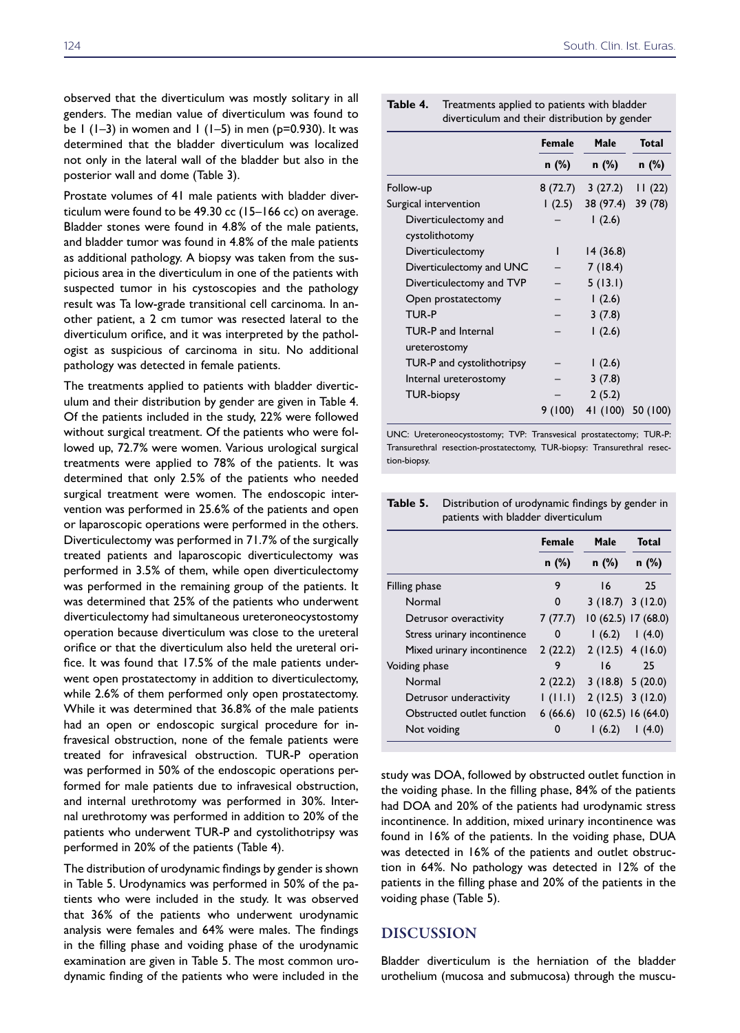observed that the diverticulum was mostly solitary in all genders. The median value of diverticulum was found to be 1 (1–3) in women and 1 (1–5) in men (p=0.930). It was determined that the bladder diverticulum was localized not only in the lateral wall of the bladder but also in the posterior wall and dome (Table 3).

Prostate volumes of 41 male patients with bladder diverticulum were found to be 49.30 cc (15–166 cc) on average. Bladder stones were found in 4.8% of the male patients, and bladder tumor was found in 4.8% of the male patients as additional pathology. A biopsy was taken from the suspicious area in the diverticulum in one of the patients with suspected tumor in his cystoscopies and the pathology result was Ta low-grade transitional cell carcinoma. In another patient, a 2 cm tumor was resected lateral to the diverticulum orifice, and it was interpreted by the pathologist as suspicious of carcinoma in situ. No additional pathology was detected in female patients.

The treatments applied to patients with bladder diverticulum and their distribution by gender are given in Table 4. Of the patients included in the study, 22% were followed without surgical treatment. Of the patients who were followed up, 72.7% were women. Various urological surgical treatments were applied to 78% of the patients. It was determined that only 2.5% of the patients who needed surgical treatment were women. The endoscopic intervention was performed in 25.6% of the patients and open or laparoscopic operations were performed in the others. Diverticulectomy was performed in 71.7% of the surgically treated patients and laparoscopic diverticulectomy was performed in 3.5% of them, while open diverticulectomy was performed in the remaining group of the patients. It was determined that 25% of the patients who underwent diverticulectomy had simultaneous ureteroneocystostomy operation because diverticulum was close to the ureteral orifice or that the diverticulum also held the ureteral orifice. It was found that 17.5% of the male patients underwent open prostatectomy in addition to diverticulectomy, while 2.6% of them performed only open prostatectomy. While it was determined that 36.8% of the male patients had an open or endoscopic surgical procedure for infravesical obstruction, none of the female patients were treated for infravesical obstruction. TUR-P operation was performed in 50% of the endoscopic operations performed for male patients due to infravesical obstruction, and internal urethrotomy was performed in 30%. Internal urethrotomy was performed in addition to 20% of the patients who underwent TUR-P and cystolithotripsy was performed in 20% of the patients (Table 4).

The distribution of urodynamic findings by gender is shown in Table 5. Urodynamics was performed in 50% of the patients who were included in the study. It was observed that 36% of the patients who underwent urodynamic analysis were females and 64% were males. The findings in the filling phase and voiding phase of the urodynamic examination are given in Table 5. The most common urodynamic finding of the patients who were included in the study was DOA, followed by obstructed outlet function in the voiding phase. In the filling phase, 84% of the patients had DOA and 20% of the patients had urodynamic stress incontinence. In addition, mixed urinary incontinence was found in 16% of the patients. In the voiding phase, DUA was detected in 16% of the patients and outlet obstruction in 64%. No pathology was detected in 12% of the patients in the filling phase and 20% of the patients in the voiding phase (Table 5).

**Table 4.** Treatments applied to patients with bladder diverticulum and their distribution by gender

| | Female | Male | Total |
|---|---|---|---|
| | n (%) | n (%) | n (%) |
| Follow-up | 8 (72.7) | 3 (27.2) | 11 (22) |
| Surgical intervention | 1 (2.5) | 38 (97.4) | 39 (78) |
| Diverticulectomy and cystolithotomy | – | 1 (2.6) | |
| Diverticulectomy | 1 | 14 (36.8) | |
| Diverticulectomy and UNC | – | 7 (18.4) | |
| Diverticulectomy and TVP | – | 5 (13.1) | |
| Open prostatectomy | – | 1 (2.6) | |
| TUR-P | – | 3 (7.8) | |
| TUR-P and Internal ureterostomy | – | 1 (2.6) | |
| TUR-P and cystolithotripsy | – | 1 (2.6) | |
| Internal ureterostomy | – | 3 (7.8) | |
| TUR-biopsy | – | 2 (5.2) | |
| | 9 (100) | 41 (100) | 50 (100) |

UNC: Ureteroneocystostomy; TVP: Transvesical prostatectomy; TUR-P: Transurethral resection-prostatectomy, TUR-biopsy: Transurethral resection-biopsy.

**Table 5.** Distribution of urodynamic findings by gender in patients with bladder diverticulum

| | Female | Male | Total |
|---|---|---|---|
| | n (%) | n (%) | n (%) |
| Filling phase | 9 | 16 | 25 |
| Normal | 0 | 3 (18.7) | 3 (12.0) |
| Detrusor overactivity | 7 (77.7) | 10 (62.5) | 17 (68.0) |
| Stress urinary incontinence | 0 | 1 (6.2) | 1 (4.0) |
| Mixed urinary incontinence | 2 (22.2) | 2 (12.5) | 4 (16.0) |
| Voiding phase | 9 | 16 | 25 |
| Normal | 2 (22.2) | 3 (18.8) | 5 (20.0) |
| Detrusor underactivity | 1 (11.1) | 2 (12.5) | 3 (12.0) |
| Obstructed outlet function | 6 (66.6) | 10 (62.5) | 16 (64.0) |
| Not voiding | 0 | 1 (6.2) | 1 (4.0) |

## DISCUSSION

Bladder diverticulum is the herniation of the bladder urothelium (mucosa and submucosa) through the muscu-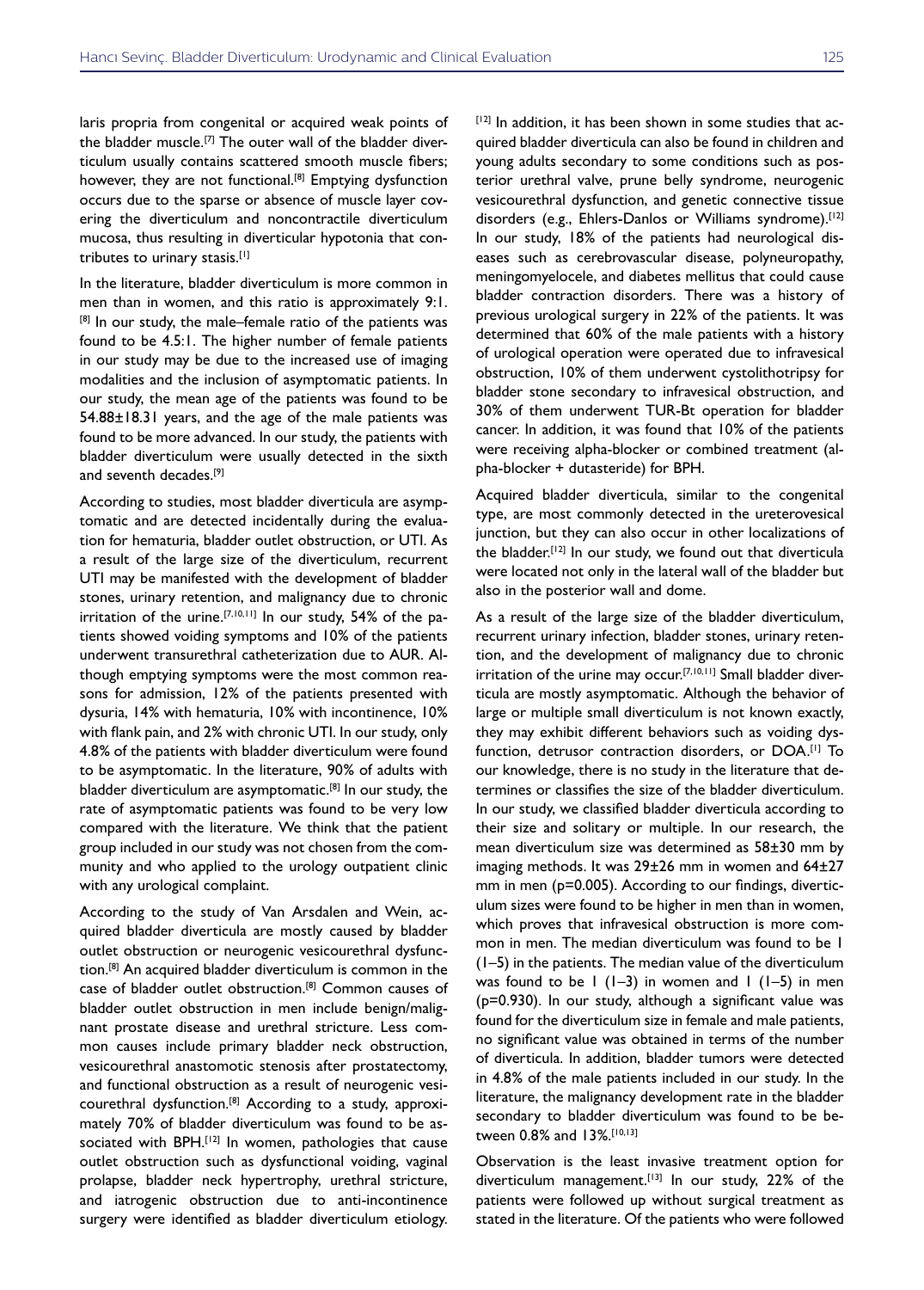laris propria from congenital or acquired weak points of the bladder muscle.[7] The outer wall of the bladder diverticulum usually contains scattered smooth muscle fibers; however, they are not functional.[8] Emptying dysfunction occurs due to the sparse or absence of muscle layer covering the diverticulum and noncontractile diverticulum mucosa, thus resulting in diverticular hypotonia that contributes to urinary stasis.[1]

In the literature, bladder diverticulum is more common in men than in women, and this ratio is approximately 9:1.[8] In our study, the male–female ratio of the patients was found to be 4.5:1. The higher number of female patients in our study may be due to the increased use of imaging modalities and the inclusion of asymptomatic patients. In our study, the mean age of the patients was found to be 54.88±18.31 years, and the age of the male patients was found to be more advanced. In our study, the patients with bladder diverticulum were usually detected in the sixth and seventh decades.[9]

According to studies, most bladder diverticula are asymptomatic and are detected incidentally during the evaluation for hematuria, bladder outlet obstruction, or UTI. As a result of the large size of the diverticulum, recurrent UTI may be manifested with the development of bladder stones, urinary retention, and malignancy due to chronic irritation of the urine.[7,10,11] In our study, 54% of the patients showed voiding symptoms and 10% of the patients underwent transurethral catheterization due to AUR. Although emptying symptoms were the most common reasons for admission, 12% of the patients presented with dysuria, 14% with hematuria, 10% with incontinence, 10% with flank pain, and 2% with chronic UTI. In our study, only 4.8% of the patients with bladder diverticulum were found to be asymptomatic. In the literature, 90% of adults with bladder diverticulum are asymptomatic.[8] In our study, the rate of asymptomatic patients was found to be very low compared with the literature. We think that the patient group included in our study was not chosen from the community and who applied to the urology outpatient clinic with any urological complaint.

According to the study of Van Arsdalen and Wein, acquired bladder diverticula are mostly caused by bladder outlet obstruction or neurogenic vesicourethral dysfunction.[8] An acquired bladder diverticulum is common in the case of bladder outlet obstruction.[8] Common causes of bladder outlet obstruction in men include benign/malignant prostate disease and urethral stricture. Less common causes include primary bladder neck obstruction, vesicourethral anastomotic stenosis after prostatectomy, and functional obstruction as a result of neurogenic vesicourethral dysfunction.[8] According to a study, approximately 70% of bladder diverticulum was found to be associated with BPH.[12] In women, pathologies that cause outlet obstruction such as dysfunctional voiding, vaginal prolapse, bladder neck hypertrophy, urethral stricture, and iatrogenic obstruction due to anti-incontinence surgery were identified as bladder diverticulum etiology.[12] In addition, it has been shown in some studies that acquired bladder diverticula can also be found in children and young adults secondary to some conditions such as posterior urethral valve, prune belly syndrome, neurogenic vesicourethral dysfunction, and genetic connective tissue disorders (e.g., Ehlers-Danlos or Williams syndrome).[12] In our study, 18% of the patients had neurological diseases such as cerebrovascular disease, polyneuropathy, meningomyelocele, and diabetes mellitus that could cause bladder contraction disorders. There was a history of previous urological surgery in 22% of the patients. It was determined that 60% of the male patients with a history of urological operation were operated due to infravesical obstruction, 10% of them underwent cystolithotripsy for bladder stone secondary to infravesical obstruction, and 30% of them underwent TUR-Bt operation for bladder cancer. In addition, it was found that 10% of the patients were receiving alpha-blocker or combined treatment (alpha-blocker + dutasteride) for BPH.

Acquired bladder diverticula, similar to the congenital type, are most commonly detected in the ureterovesical junction, but they can also occur in other localizations of the bladder.[12] In our study, we found out that diverticula were located not only in the lateral wall of the bladder but also in the posterior wall and dome.

As a result of the large size of the bladder diverticulum, recurrent urinary infection, bladder stones, urinary retention, and the development of malignancy due to chronic irritation of the urine may occur.[7,10,11] Small bladder diverticula are mostly asymptomatic. Although the behavior of large or multiple small diverticulum is not known exactly, they may exhibit different behaviors such as voiding dysfunction, detrusor contraction disorders, or DOA.[1] To our knowledge, there is no study in the literature that determines or classifies the size of the bladder diverticulum. In our study, we classified bladder diverticula according to their size and solitary or multiple. In our research, the mean diverticulum size was determined as 58±30 mm by imaging methods. It was 29±26 mm in women and 64±27 mm in men (p=0.005). According to our findings, diverticulum sizes were found to be higher in men than in women, which proves that infravesical obstruction is more common in men. The median diverticulum was found to be 1 (1–5) in the patients. The median value of the diverticulum was found to be 1 (1–3) in women and 1 (1–5) in men (p=0.930). In our study, although a significant value was found for the diverticulum size in female and male patients, no significant value was obtained in terms of the number of diverticula. In addition, bladder tumors were detected in 4.8% of the male patients included in our study. In the literature, the malignancy development rate in the bladder secondary to bladder diverticulum was found to be between 0.8% and 13%.[10,13]

Observation is the least invasive treatment option for diverticulum management.[13] In our study, 22% of the patients were followed up without surgical treatment as stated in the literature. Of the patients who were followed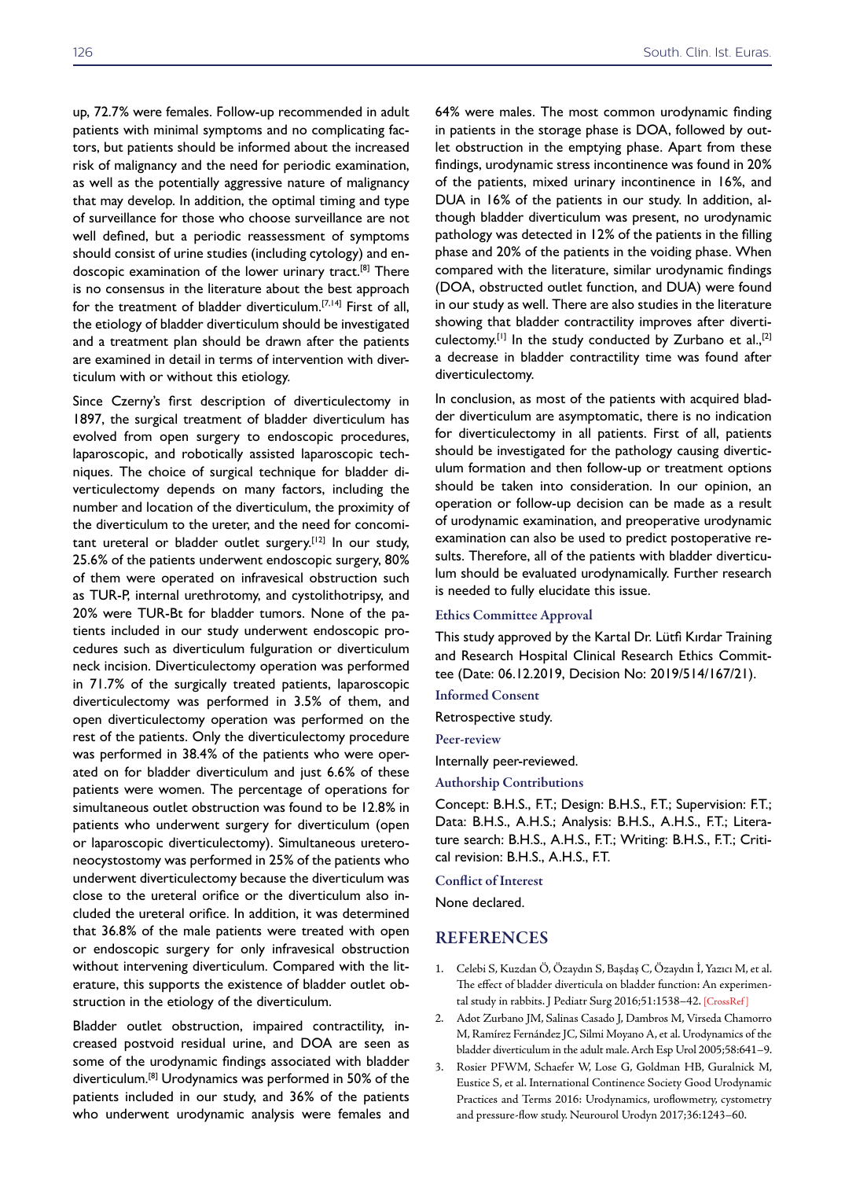up, 72.7% were females. Follow-up recommended in adult patients with minimal symptoms and no complicating factors, but patients should be informed about the increased risk of malignancy and the need for periodic examination, as well as the potentially aggressive nature of malignancy that may develop. In addition, the optimal timing and type of surveillance for those who choose surveillance are not well defined, but a periodic reassessment of symptoms should consist of urine studies (including cytology) and endoscopic examination of the lower urinary tract.[8] There is no consensus in the literature about the best approach for the treatment of bladder diverticulum.[7,14] First of all, the etiology of bladder diverticulum should be investigated and a treatment plan should be drawn after the patients are examined in detail in terms of intervention with diverticulum with or without this etiology.

Since Czerny's first description of diverticulectomy in 1897, the surgical treatment of bladder diverticulum has evolved from open surgery to endoscopic procedures, laparoscopic, and robotically assisted laparoscopic techniques. The choice of surgical technique for bladder diverticulectomy depends on many factors, including the number and location of the diverticulum, the proximity of the diverticulum to the ureter, and the need for concomitant ureteral or bladder outlet surgery.[12] In our study, 25.6% of the patients underwent endoscopic surgery, 80% of them were operated on infravesical obstruction such as TUR-P, internal urethrotomy, and cystolithotripsy, and 20% were TUR-Bt for bladder tumors. None of the patients included in our study underwent endoscopic procedures such as diverticulum fulguration or diverticulum neck incision. Diverticulectomy operation was performed in 71.7% of the surgically treated patients, laparoscopic diverticulectomy was performed in 3.5% of them, and open diverticulectomy operation was performed on the rest of the patients. Only the diverticulectomy procedure was performed in 38.4% of the patients who were operated on for bladder diverticulum and just 6.6% of these patients were women. The percentage of operations for simultaneous outlet obstruction was found to be 12.8% in patients who underwent surgery for diverticulum (open or laparoscopic diverticulectomy). Simultaneous ureteroneocystostomy was performed in 25% of the patients who underwent diverticulectomy because the diverticulum was close to the ureteral orifice or the diverticulum also included the ureteral orifice. In addition, it was determined that 36.8% of the male patients were treated with open or endoscopic surgery for only infravesical obstruction without intervening diverticulum. Compared with the literature, this supports the existence of bladder outlet obstruction in the etiology of the diverticulum.

Bladder outlet obstruction, impaired contractility, increased postvoid residual urine, and DOA are seen as some of the urodynamic findings associated with bladder diverticulum.[8] Urodynamics was performed in 50% of the patients included in our study, and 36% of the patients who underwent urodynamic analysis were females and 64% were males. The most common urodynamic finding in patients in the storage phase is DOA, followed by outlet obstruction in the emptying phase. Apart from these findings, urodynamic stress incontinence was found in 20% of the patients, mixed urinary incontinence in 16%, and DUA in 16% of the patients in our study. In addition, although bladder diverticulum was present, no urodynamic pathology was detected in 12% of the patients in the filling phase and 20% of the patients in the voiding phase. When compared with the literature, similar urodynamic findings (DOA, obstructed outlet function, and DUA) were found in our study as well. There are also studies in the literature showing that bladder contractility improves after diverticulectomy.[1] In the study conducted by Zurbano et al.,[2] a decrease in bladder contractility time was found after diverticulectomy.

In conclusion, as most of the patients with acquired bladder diverticulum are asymptomatic, there is no indication for diverticulectomy in all patients. First of all, patients should be investigated for the pathology causing diverticulum formation and then follow-up or treatment options should be taken into consideration. In our opinion, an operation or follow-up decision can be made as a result of urodynamic examination, and preoperative urodynamic examination can also be used to predict postoperative results. Therefore, all of the patients with bladder diverticulum should be evaluated urodynamically. Further research is needed to fully elucidate this issue.

### Ethics Committee Approval

This study approved by the Kartal Dr. Lütfi Kırdar Training and Research Hospital Clinical Research Ethics Committee (Date: 06.12.2019, Decision No: 2019/514/167/21).

### Informed Consent

Retrospective study.

### Peer-review

Internally peer-reviewed.

### Authorship Contributions

Concept: B.H.S., F.T.; Design: B.H.S., F.T.; Supervision: F.T.; Data: B.H.S., A.H.S.; Analysis: B.H.S., A.H.S., F.T.; Literature search: B.H.S., A.H.S., F.T.; Writing: B.H.S., F.T.; Critical revision: B.H.S., A.H.S., F.T.

### Conflict of Interest

None declared.

## REFERENCES

1. Celebi S, Kuzdan Ö, Özaydın S, Başdaş C, Özaydın İ, Yazıcı M, et al. The effect of bladder diverticula on bladder function: An experimental study in rabbits. J Pediatr Surg 2016;51:1538–42. [CrossRef]
2. Adot Zurbano JM, Salinas Casado J, Dambros M, Virseda Chamorro M, Ramírez Fernández JC, Silmi Moyano A, et al. Urodynamics of the bladder diverticulum in the adult male. Arch Esp Urol 2005;58:641–9.
3. Rosier PFWM, Schaefer W, Lose G, Goldman HB, Guralnick M, Eustice S, et al. International Continence Society Good Urodynamic Practices and Terms 2016: Urodynamics, uroflowmetry, cystometry and pressure-flow study. Neurourol Urodyn 2017;36:1243–60.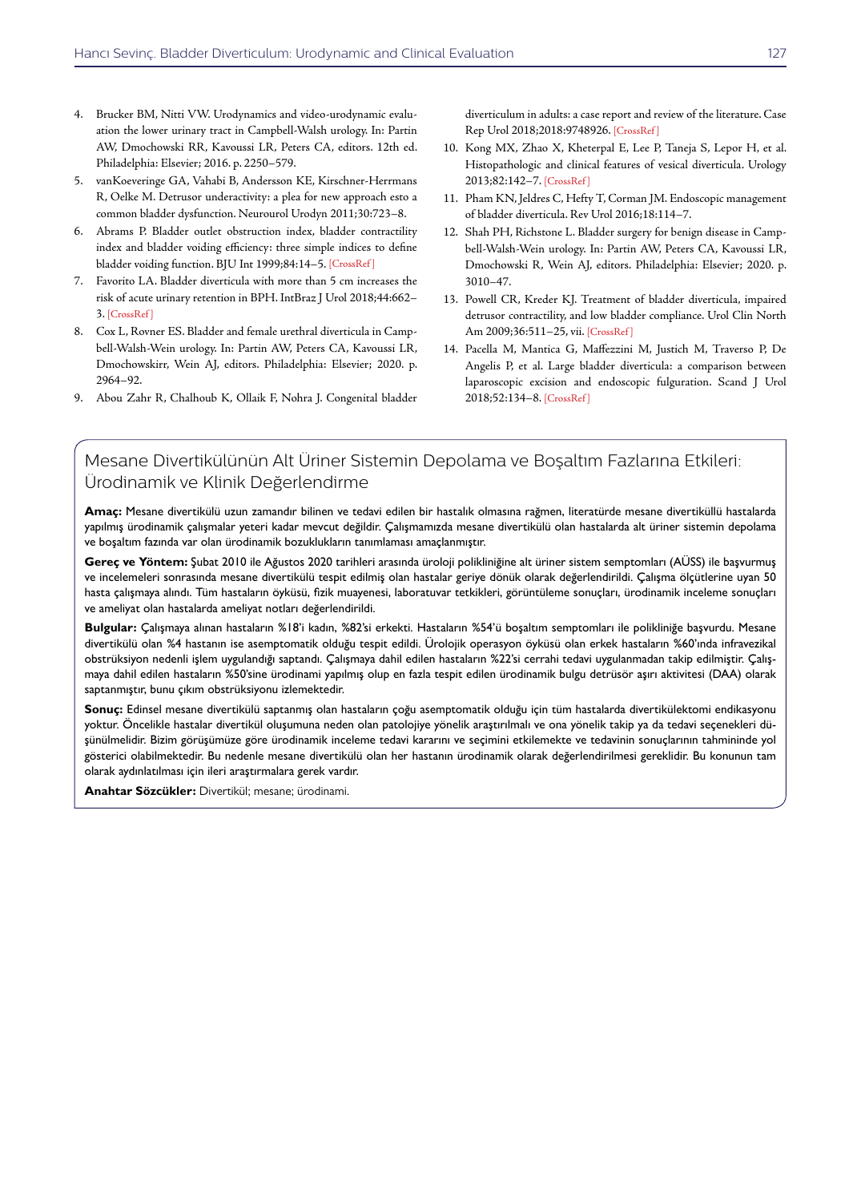4. Brucker BM, Nitti VW. Urodynamics and video-urodynamic evaluation the lower urinary tract in Campbell-Walsh urology. In: Partin AW, Dmochowski RR, Kavoussi LR, Peters CA, editors. 12th ed. Philadelphia: Elsevier; 2016. p. 2250–579.
5. vanKoeveringe GA, Vahabi B, Andersson KE, Kirschner-Herrmans R, Oelke M. Detrusor underactivity: a plea for new approach esto a common bladder dysfunction. Neurourol Urodyn 2011;30:723–8.
6. Abrams P. Bladder outlet obstruction index, bladder contractility index and bladder voiding efficiency: three simple indices to define bladder voiding function. BJU Int 1999;84:14–5. [CrossRef]
7. Favorito LA. Bladder diverticula with more than 5 cm increases the risk of acute urinary retention in BPH. IntBraz J Urol 2018;44:662–3. [CrossRef]
8. Cox L, Rovner ES. Bladder and female urethral diverticula in Campbell-Walsh-Wein urology. In: Partin AW, Peters CA, Kavoussi LR, Dmochowskirr, Wein AJ, editors. Philadelphia: Elsevier; 2020. p. 2964–92.
9. Abou Zahr R, Chalhoub K, Ollaik F, Nohra J. Congenital bladder diverticulum in adults: a case report and review of the literature. Case Rep Urol 2018;2018:9748926. [CrossRef]
10. Kong MX, Zhao X, Kheterpal E, Lee P, Taneja S, Lepor H, et al. Histopathologic and clinical features of vesical diverticula. Urology 2013;82:142–7. [CrossRef]
11. Pham KN, Jeldres C, Hefty T, Corman JM. Endoscopic management of bladder diverticula. Rev Urol 2016;18:114–7.
12. Shah PH, Richstone L. Bladder surgery for benign disease in Campbell-Walsh-Wein urology. In: Partin AW, Peters CA, Kavoussi LR, Dmochowski R, Wein AJ, editors. Philadelphia: Elsevier; 2020. p. 3010–47.
13. Powell CR, Kreder KJ. Treatment of bladder diverticula, impaired detrusor contractility, and low bladder compliance. Urol Clin North Am 2009;36:511–25, vii. [CrossRef]
14. Pacella M, Mantica G, Maffezzini M, Justich M, Traverso P, De Angelis P, et al. Large bladder diverticula: a comparison between laparoscopic excision and endoscopic fulguration. Scand J Urol 2018;52:134–8. [CrossRef]

## Mesane Divertikülünün Alt Üriner Sistemin Depolama ve Boşaltım Fazlarına Etkileri: Ürodinamik ve Klinik Değerlendirme

**Amaç:** Mesane divertikülü uzun zamandır bilinen ve tedavi edilen bir hastalık olmasına rağmen, literatürde mesane divertiküllü hastalarda yapılmış ürodinamik çalışmalar yeteri kadar mevcut değildir. Çalışmamızda mesane divertikülü olan hastalarda alt üriner sistemin depolama ve boşaltım fazında var olan ürodinamik bozuklukların tanımlaması amaçlanmıştır.

**Gereç ve Yöntem:** Şubat 2010 ile Ağustos 2020 tarihleri arasında üroloji polikliniğine alt üriner sistem semptomları (AÜSS) ile başvurmuş ve incelemeleri sonrasında mesane divertikülü tespit edilmiş olan hastalar geriye dönük olarak değerlendirildi. Çalışma ölçütlerine uyan 50 hasta çalışmaya alındı. Tüm hastaların öyküsü, fizik muayenesi, laboratuvar tetkikleri, görüntüleme sonuçları, ürodinamik inceleme sonuçları ve ameliyat olan hastalarda ameliyat notları değerlendirildi.

**Bulgular:** Çalışmaya alınan hastaların %18'i kadın, %82'si erkekti. Hastaların %54'ü boşaltım semptomları ile polikliniğe başvurdu. Mesane divertikülü olan %4 hastanın ise asemptomatik olduğu tespit edildi. Ürolojik operasyon öyküsü olan erkek hastaların %60'ında infravezikal obstrüksiyon nedenli işlem uygulandığı saptandı. Çalışmaya dahil edilen hastaların %22'si cerrahi tedavi uygulanmadan takip edilmiştir. Çalışmaya dahil edilen hastaların %50'sine ürodinami yapılmış olup en fazla tespit edilen ürodinamik bulgu detrüsör aşırı aktivitesi (DAA) olarak saptanmıştır, bunu çıkım obstrüksiyonu izlemektedir.

**Sonuç:** Edinsel mesane divertikülü saptanmış olan hastaların çoğu asemptomatik olduğu için tüm hastalarda divertikülektomi endikasyonu yoktur. Öncelikle hastalar divertikül oluşumuna neden olan patolojiye yönelik araştırılmalı ve ona yönelik takip ya da tedavi seçenekleri düşünülmelidir. Bizim görüşümüze göre ürodinamik inceleme tedavi kararını ve seçimini etkilemekte ve tedavinin sonuçlarının tahmininde yol gösterici olabilmektedir. Bu nedenle mesane divertikülü olan her hastanın ürodinamik olarak değerlendirilmesi gereklidir. Bu konunun tam olarak aydınlatılması için ileri araştırmalara gerek vardır.

**Anahtar Sözcükler:** Divertikül; mesane; ürodinami.